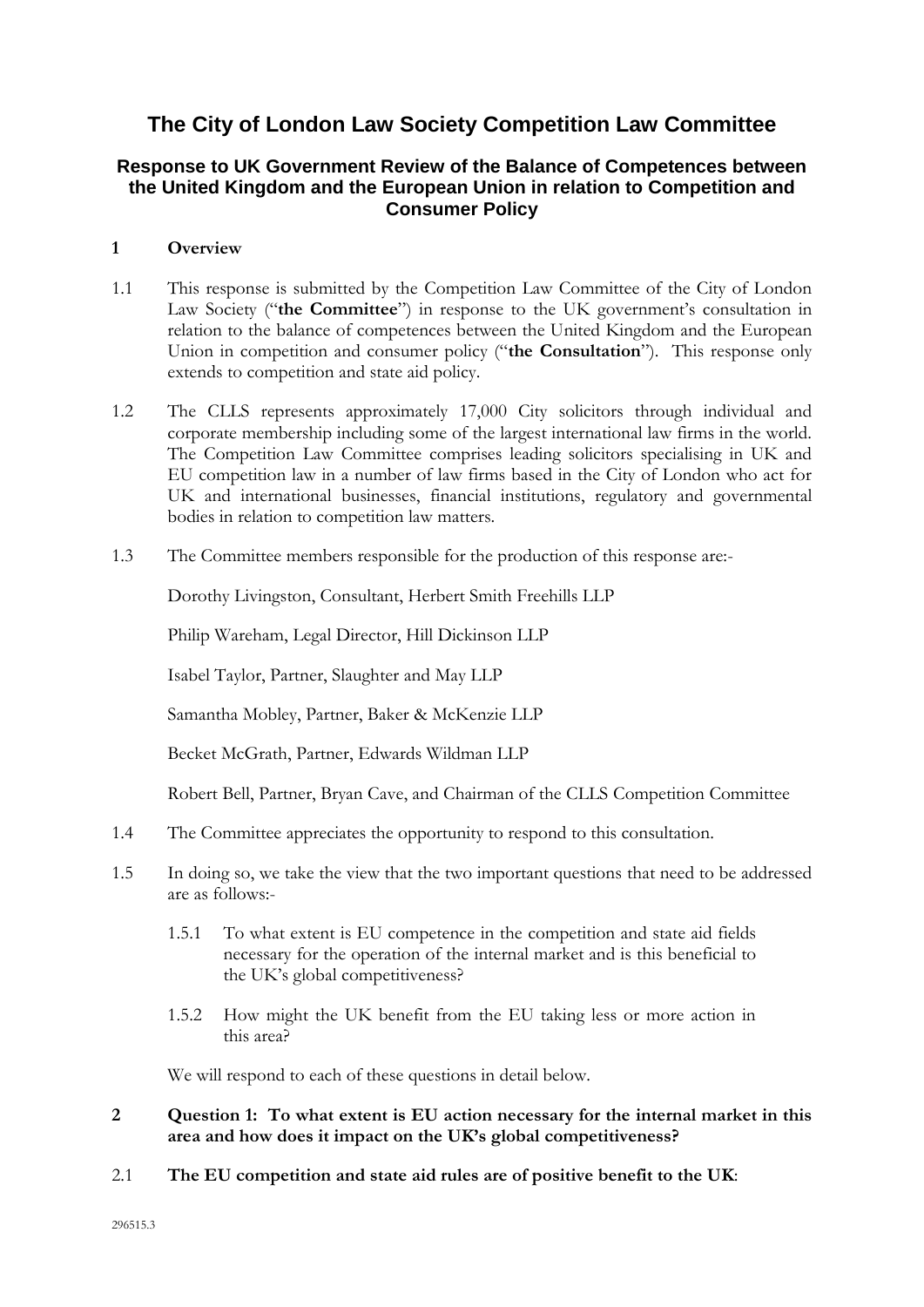# The City of London Law Society Competition Law Committee

## Response to UK Government Review of the Balance of Competences between the United Kingdom and the European Union in relation to Competition and Consumer Policy

**1 Overview**

1.1 This response is submitted by the Competition Law Committee of the City of London Law Society ("**the Committee**") in response to the UK government's consultation in relation to the balance of competences between the United Kingdom and the European Union in competition and consumer policy ("**the Consultation**"). This response only extends to competition and state aid policy.

1.2 The CLLS represents approximately 17,000 City solicitors through individual and corporate membership including some of the largest international law firms in the world. The Competition Law Committee comprises leading solicitors specialising in UK and EU competition law in a number of law firms based in the City of London who act for UK and international businesses, financial institutions, regulatory and governmental bodies in relation to competition law matters.

1.3 The Committee members responsible for the production of this response are:-

Dorothy Livingston, Consultant, Herbert Smith Freehills LLP

Philip Wareham, Legal Director, Hill Dickinson LLP

Isabel Taylor, Partner, Slaughter and May LLP

Samantha Mobley, Partner, Baker & McKenzie LLP

Becket McGrath, Partner, Edwards Wildman LLP

Robert Bell, Partner, Bryan Cave, and Chairman of the CLLS Competition Committee

1.4 The Committee appreciates the opportunity to respond to this consultation.

1.5 In doing so, we take the view that the two important questions that need to be addressed are as follows:-

1.5.1 To what extent is EU competence in the competition and state aid fields necessary for the operation of the internal market and is this beneficial to the UK's global competitiveness?

1.5.2 How might the UK benefit from the EU taking less or more action in this area?

We will respond to each of these questions in detail below.

**2 Question 1: To what extent is EU action necessary for the internal market in this area and how does it impact on the UK's global competitiveness?**

2.1 **The EU competition and state aid rules are of positive benefit to the UK**: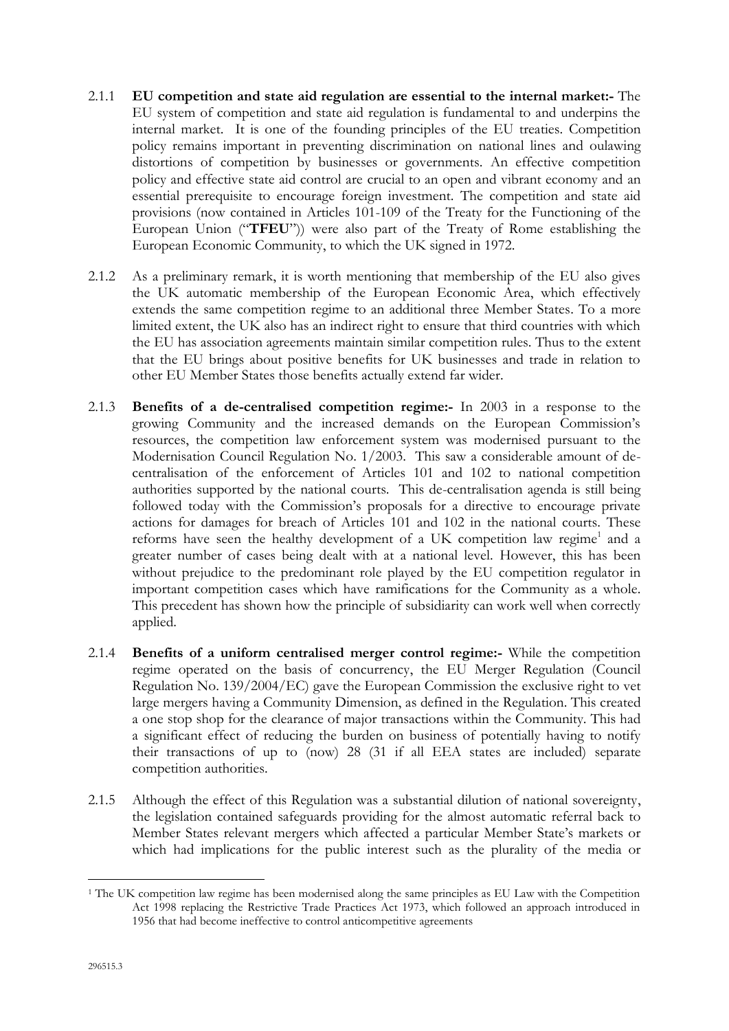2.1.1 **EU competition and state aid regulation are essential to the internal market:-** The EU system of competition and state aid regulation is fundamental to and underpins the internal market. It is one of the founding principles of the EU treaties. Competition policy remains important in preventing discrimination on national lines and oulawing distortions of competition by businesses or governments. An effective competition policy and effective state aid control are crucial to an open and vibrant economy and an essential prerequisite to encourage foreign investment. The competition and state aid provisions (now contained in Articles 101-109 of the Treaty for the Functioning of the European Union ("**TFEU**")) were also part of the Treaty of Rome establishing the European Economic Community, to which the UK signed in 1972.

2.1.2 As a preliminary remark, it is worth mentioning that membership of the EU also gives the UK automatic membership of the European Economic Area, which effectively extends the same competition regime to an additional three Member States. To a more limited extent, the UK also has an indirect right to ensure that third countries with which the EU has association agreements maintain similar competition rules. Thus to the extent that the EU brings about positive benefits for UK businesses and trade in relation to other EU Member States those benefits actually extend far wider.

2.1.3 **Benefits of a de-centralised competition regime:-** In 2003 in a response to the growing Community and the increased demands on the European Commission's resources, the competition law enforcement system was modernised pursuant to the Modernisation Council Regulation No. 1/2003. This saw a considerable amount of de-centralisation of the enforcement of Articles 101 and 102 to national competition authorities supported by the national courts. This de-centralisation agenda is still being followed today with the Commission's proposals for a directive to encourage private actions for damages for breach of Articles 101 and 102 in the national courts. These reforms have seen the healthy development of a UK competition law regime[1] and a greater number of cases being dealt with at a national level. However, this has been without prejudice to the predominant role played by the EU competition regulator in important competition cases which have ramifications for the Community as a whole. This precedent has shown how the principle of subsidiarity can work well when correctly applied.

2.1.4 **Benefits of a uniform centralised merger control regime:-** While the competition regime operated on the basis of concurrency, the EU Merger Regulation (Council Regulation No. 139/2004/EC) gave the European Commission the exclusive right to vet large mergers having a Community Dimension, as defined in the Regulation. This created a one stop shop for the clearance of major transactions within the Community. This had a significant effect of reducing the burden on business of potentially having to notify their transactions of up to (now) 28 (31 if all EEA states are included) separate competition authorities.

2.1.5 Although the effect of this Regulation was a substantial dilution of national sovereignty, the legislation contained safeguards providing for the almost automatic referral back to Member States relevant mergers which affected a particular Member State's markets or which had implications for the public interest such as the plurality of the media or

[1] The UK competition law regime has been modernised along the same principles as EU Law with the Competition Act 1998 replacing the Restrictive Trade Practices Act 1973, which followed an approach introduced in 1956 that had become ineffective to control anticompetitive agreements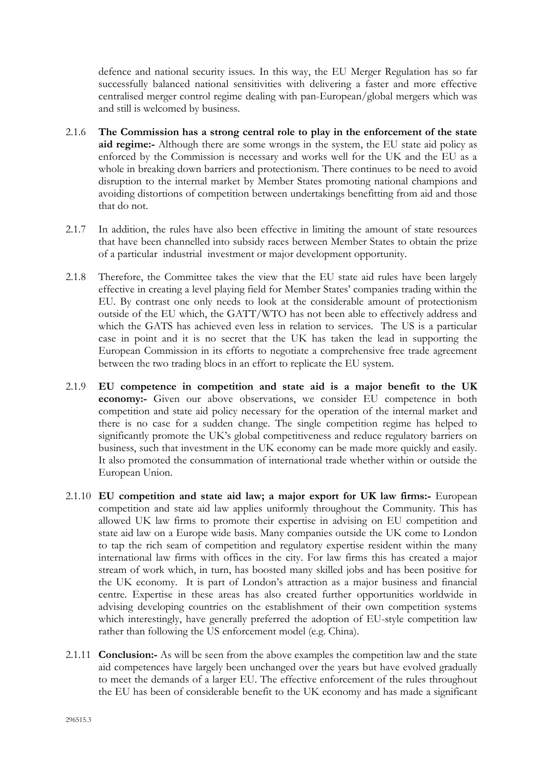defence and national security issues. In this way, the EU Merger Regulation has so far successfully balanced national sensitivities with delivering a faster and more effective centralised merger control regime dealing with pan-European/global mergers which was and still is welcomed by business.

2.1.6 **The Commission has a strong central role to play in the enforcement of the state aid regime:-** Although there are some wrongs in the system, the EU state aid policy as enforced by the Commission is necessary and works well for the UK and the EU as a whole in breaking down barriers and protectionism. There continues to be need to avoid disruption to the internal market by Member States promoting national champions and avoiding distortions of competition between undertakings benefitting from aid and those that do not.

2.1.7 In addition, the rules have also been effective in limiting the amount of state resources that have been channelled into subsidy races between Member States to obtain the prize of a particular industrial investment or major development opportunity.

2.1.8 Therefore, the Committee takes the view that the EU state aid rules have been largely effective in creating a level playing field for Member States' companies trading within the EU. By contrast one only needs to look at the considerable amount of protectionism outside of the EU which, the GATT/WTO has not been able to effectively address and which the GATS has achieved even less in relation to services. The US is a particular case in point and it is no secret that the UK has taken the lead in supporting the European Commission in its efforts to negotiate a comprehensive free trade agreement between the two trading blocs in an effort to replicate the EU system.

2.1.9 **EU competence in competition and state aid is a major benefit to the UK economy:-** Given our above observations, we consider EU competence in both competition and state aid policy necessary for the operation of the internal market and there is no case for a sudden change. The single competition regime has helped to significantly promote the UK's global competitiveness and reduce regulatory barriers on business, such that investment in the UK economy can be made more quickly and easily. It also promoted the consummation of international trade whether within or outside the European Union.

2.1.10 **EU competition and state aid law; a major export for UK law firms:-** European competition and state aid law applies uniformly throughout the Community. This has allowed UK law firms to promote their expertise in advising on EU competition and state aid law on a Europe wide basis. Many companies outside the UK come to London to tap the rich seam of competition and regulatory expertise resident within the many international law firms with offices in the city. For law firms this has created a major stream of work which, in turn, has boosted many skilled jobs and has been positive for the UK economy. It is part of London's attraction as a major business and financial centre. Expertise in these areas has also created further opportunities worldwide in advising developing countries on the establishment of their own competition systems which interestingly, have generally preferred the adoption of EU-style competition law rather than following the US enforcement model (e.g. China).

2.1.11 **Conclusion:-** As will be seen from the above examples the competition law and the state aid competences have largely been unchanged over the years but have evolved gradually to meet the demands of a larger EU. The effective enforcement of the rules throughout the EU has been of considerable benefit to the UK economy and has made a significant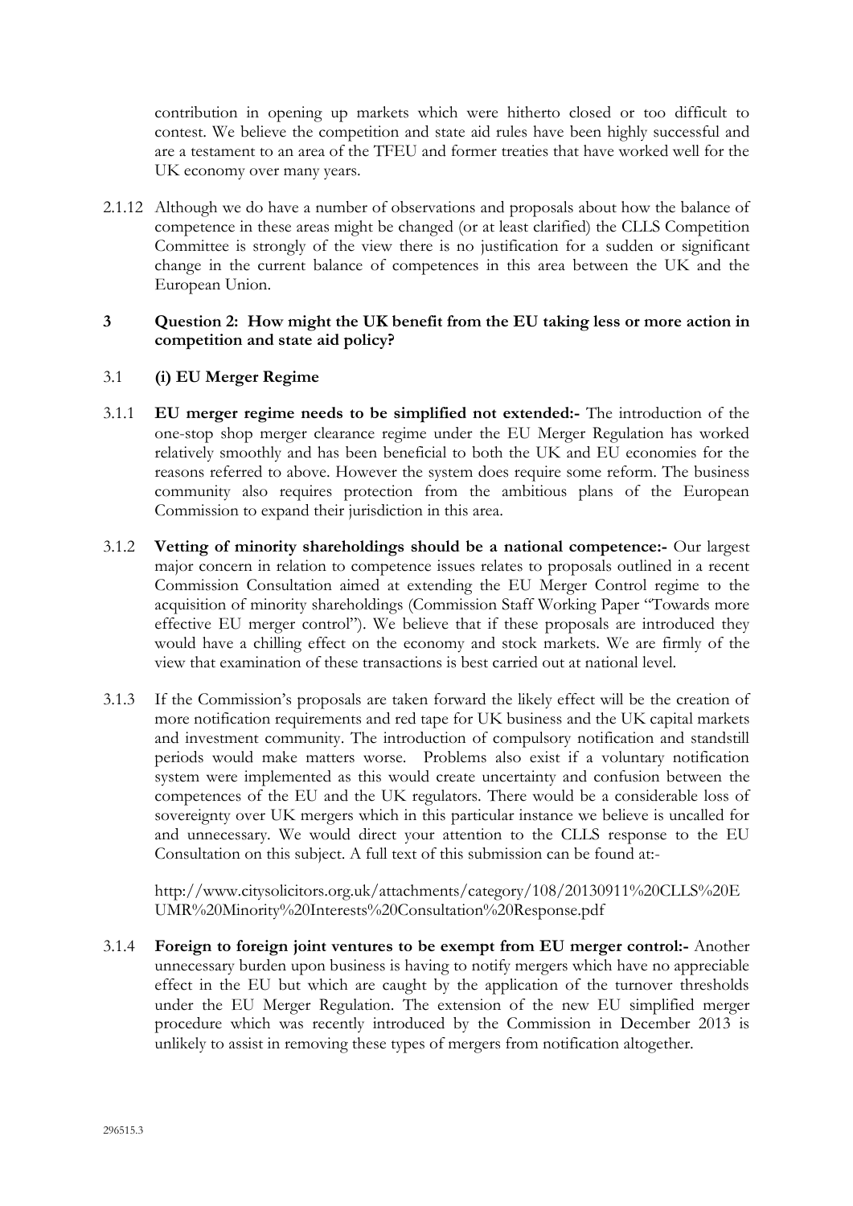contribution in opening up markets which were hitherto closed or too difficult to contest. We believe the competition and state aid rules have been highly successful and are a testament to an area of the TFEU and former treaties that have worked well for the UK economy over many years.

2.1.12 Although we do have a number of observations and proposals about how the balance of competence in these areas might be changed (or at least clarified) the CLLS Competition Committee is strongly of the view there is no justification for a sudden or significant change in the current balance of competences in this area between the UK and the European Union.

## 3 Question 2: How might the UK benefit from the EU taking less or more action in competition and state aid policy?

### 3.1 (i) EU Merger Regime

3.1.1 **EU merger regime needs to be simplified not extended:-** The introduction of the one-stop shop merger clearance regime under the EU Merger Regulation has worked relatively smoothly and has been beneficial to both the UK and EU economies for the reasons referred to above. However the system does require some reform. The business community also requires protection from the ambitious plans of the European Commission to expand their jurisdiction in this area.

3.1.2 **Vetting of minority shareholdings should be a national competence:-** Our largest major concern in relation to competence issues relates to proposals outlined in a recent Commission Consultation aimed at extending the EU Merger Control regime to the acquisition of minority shareholdings (Commission Staff Working Paper "Towards more effective EU merger control"). We believe that if these proposals are introduced they would have a chilling effect on the economy and stock markets. We are firmly of the view that examination of these transactions is best carried out at national level.

3.1.3 If the Commission's proposals are taken forward the likely effect will be the creation of more notification requirements and red tape for UK business and the UK capital markets and investment community. The introduction of compulsory notification and standstill periods would make matters worse. Problems also exist if a voluntary notification system were implemented as this would create uncertainty and confusion between the competences of the EU and the UK regulators. There would be a considerable loss of sovereignty over UK mergers which in this particular instance we believe is uncalled for and unnecessary. We would direct your attention to the CLLS response to the EU Consultation on this subject. A full text of this submission can be found at:-

http://www.citysolicitors.org.uk/attachments/category/108/20130911%20CLLS%20EUMR%20Minority%20Interests%20Consultation%20Response.pdf

3.1.4 **Foreign to foreign joint ventures to be exempt from EU merger control:-** Another unnecessary burden upon business is having to notify mergers which have no appreciable effect in the EU but which are caught by the application of the turnover thresholds under the EU Merger Regulation. The extension of the new EU simplified merger procedure which was recently introduced by the Commission in December 2013 is unlikely to assist in removing these types of mergers from notification altogether.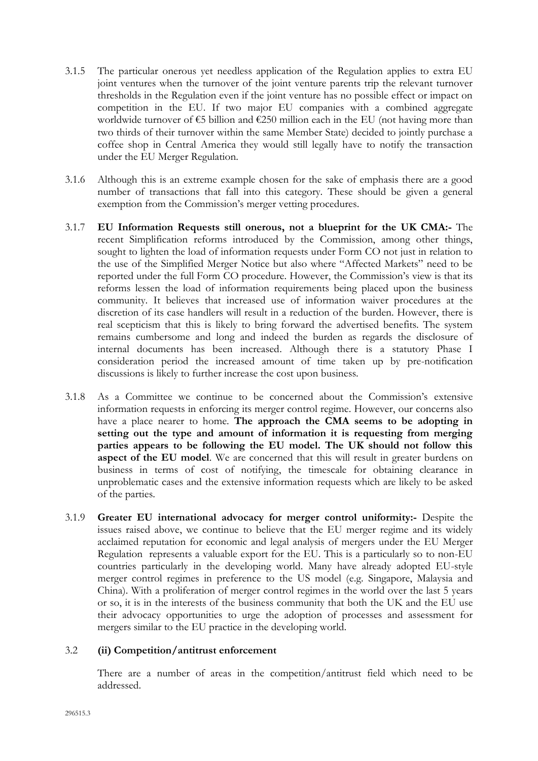3.1.5 The particular onerous yet needless application of the Regulation applies to extra EU joint ventures when the turnover of the joint venture parents trip the relevant turnover thresholds in the Regulation even if the joint venture has no possible effect or impact on competition in the EU. If two major EU companies with a combined aggregate worldwide turnover of €5 billion and €250 million each in the EU (not having more than two thirds of their turnover within the same Member State) decided to jointly purchase a coffee shop in Central America they would still legally have to notify the transaction under the EU Merger Regulation.

3.1.6 Although this is an extreme example chosen for the sake of emphasis there are a good number of transactions that fall into this category. These should be given a general exemption from the Commission's merger vetting procedures.

3.1.7 **EU Information Requests still onerous, not a blueprint for the UK CMA:-** The recent Simplification reforms introduced by the Commission, among other things, sought to lighten the load of information requests under Form CO not just in relation to the use of the Simplified Merger Notice but also where "Affected Markets" need to be reported under the full Form CO procedure. However, the Commission's view is that its reforms lessen the load of information requirements being placed upon the business community. It believes that increased use of information waiver procedures at the discretion of its case handlers will result in a reduction of the burden. However, there is real scepticism that this is likely to bring forward the advertised benefits. The system remains cumbersome and long and indeed the burden as regards the disclosure of internal documents has been increased. Although there is a statutory Phase I consideration period the increased amount of time taken up by pre-notification discussions is likely to further increase the cost upon business.

3.1.8 As a Committee we continue to be concerned about the Commission's extensive information requests in enforcing its merger control regime. However, our concerns also have a place nearer to home. **The approach the CMA seems to be adopting in setting out the type and amount of information it is requesting from merging parties appears to be following the EU model. The UK should not follow this aspect of the EU model**. We are concerned that this will result in greater burdens on business in terms of cost of notifying, the timescale for obtaining clearance in unproblematic cases and the extensive information requests which are likely to be asked of the parties.

3.1.9 **Greater EU international advocacy for merger control uniformity:-** Despite the issues raised above, we continue to believe that the EU merger regime and its widely acclaimed reputation for economic and legal analysis of mergers under the EU Merger Regulation represents a valuable export for the EU. This is a particularly so to non-EU countries particularly in the developing world. Many have already adopted EU-style merger control regimes in preference to the US model (e.g. Singapore, Malaysia and China). With a proliferation of merger control regimes in the world over the last 5 years or so, it is in the interests of the business community that both the UK and the EU use their advocacy opportunities to urge the adoption of processes and assessment for mergers similar to the EU practice in the developing world.

3.2 **(ii) Competition/antitrust enforcement**

There are a number of areas in the competition/antitrust field which need to be addressed.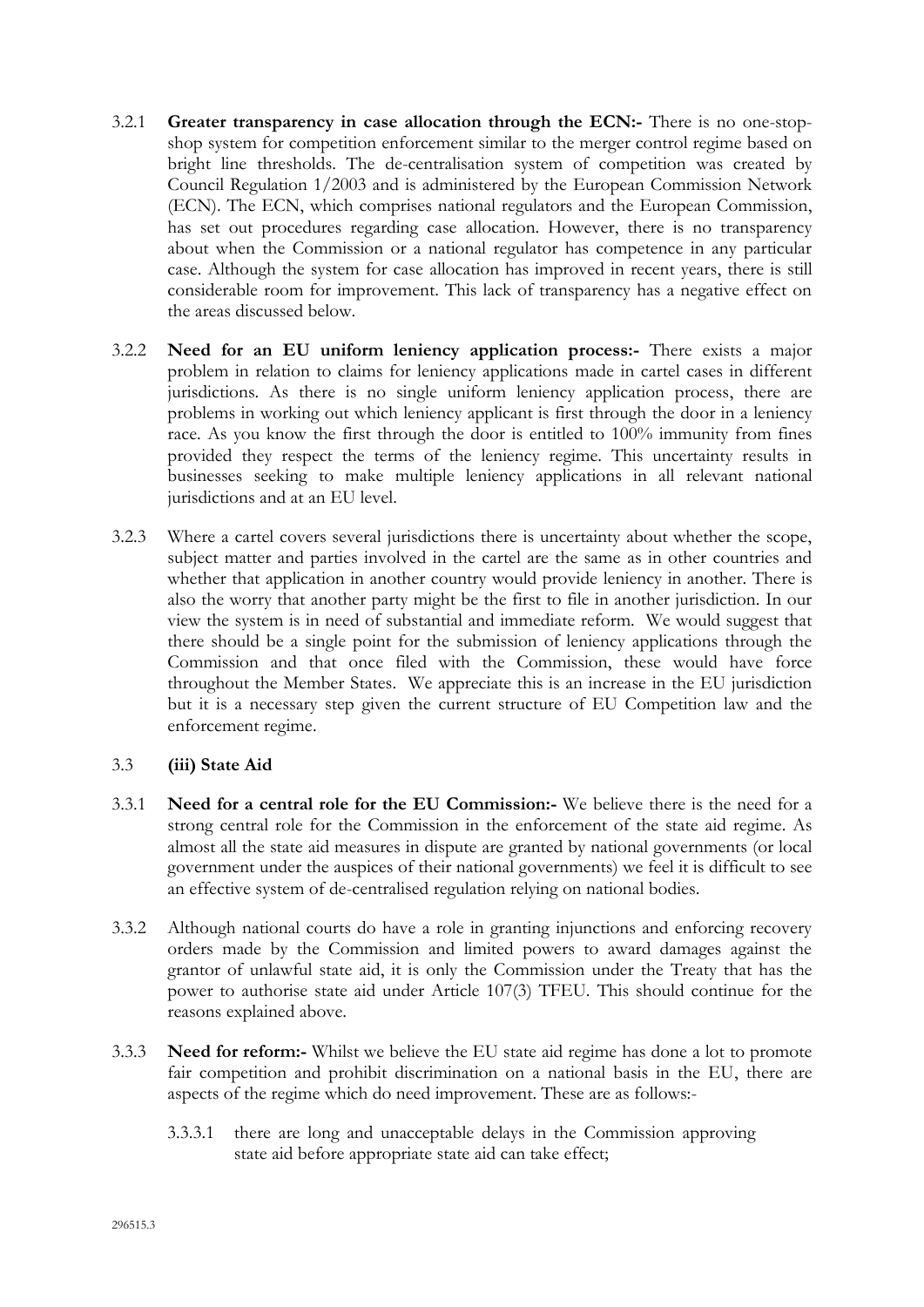3.2.1 **Greater transparency in case allocation through the ECN:-** There is no one-stop-shop system for competition enforcement similar to the merger control regime based on bright line thresholds. The de-centralisation system of competition was created by Council Regulation 1/2003 and is administered by the European Commission Network (ECN). The ECN, which comprises national regulators and the European Commission, has set out procedures regarding case allocation. However, there is no transparency about when the Commission or a national regulator has competence in any particular case. Although the system for case allocation has improved in recent years, there is still considerable room for improvement. This lack of transparency has a negative effect on the areas discussed below.

3.2.2 **Need for an EU uniform leniency application process:-** There exists a major problem in relation to claims for leniency applications made in cartel cases in different jurisdictions. As there is no single uniform leniency application process, there are problems in working out which leniency applicant is first through the door in a leniency race. As you know the first through the door is entitled to 100% immunity from fines provided they respect the terms of the leniency regime. This uncertainty results in businesses seeking to make multiple leniency applications in all relevant national jurisdictions and at an EU level.

3.2.3 Where a cartel covers several jurisdictions there is uncertainty about whether the scope, subject matter and parties involved in the cartel are the same as in other countries and whether that application in another country would provide leniency in another. There is also the worry that another party might be the first to file in another jurisdiction. In our view the system is in need of substantial and immediate reform. We would suggest that there should be a single point for the submission of leniency applications through the Commission and that once filed with the Commission, these would have force throughout the Member States. We appreciate this is an increase in the EU jurisdiction but it is a necessary step given the current structure of EU Competition law and the enforcement regime.

### 3.3 (iii) State Aid

3.3.1 **Need for a central role for the EU Commission:-** We believe there is the need for a strong central role for the Commission in the enforcement of the state aid regime. As almost all the state aid measures in dispute are granted by national governments (or local government under the auspices of their national governments) we feel it is difficult to see an effective system of de-centralised regulation relying on national bodies.

3.3.2 Although national courts do have a role in granting injunctions and enforcing recovery orders made by the Commission and limited powers to award damages against the grantor of unlawful state aid, it is only the Commission under the Treaty that has the power to authorise state aid under Article 107(3) TFEU. This should continue for the reasons explained above.

3.3.3 **Need for reform:-** Whilst we believe the EU state aid regime has done a lot to promote fair competition and prohibit discrimination on a national basis in the EU, there are aspects of the regime which do need improvement. These are as follows:-

3.3.3.1 there are long and unacceptable delays in the Commission approving state aid before appropriate state aid can take effect;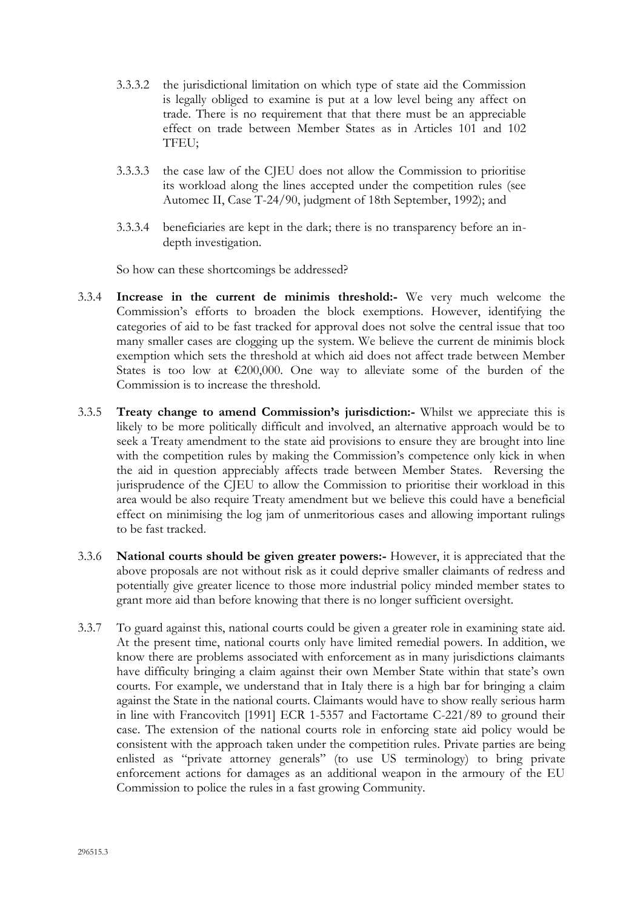3.3.3.2 the jurisdictional limitation on which type of state aid the Commission is legally obliged to examine is put at a low level being any affect on trade. There is no requirement that that there must be an appreciable effect on trade between Member States as in Articles 101 and 102 TFEU;

3.3.3.3 the case law of the CJEU does not allow the Commission to prioritise its workload along the lines accepted under the competition rules (see Automec II, Case T-24/90, judgment of 18th September, 1992); and

3.3.3.4 beneficiaries are kept in the dark; there is no transparency before an in-depth investigation.

So how can these shortcomings be addressed?

3.3.4 **Increase in the current de minimis threshold:-** We very much welcome the Commission's efforts to broaden the block exemptions. However, identifying the categories of aid to be fast tracked for approval does not solve the central issue that too many smaller cases are clogging up the system. We believe the current de minimis block exemption which sets the threshold at which aid does not affect trade between Member States is too low at €200,000. One way to alleviate some of the burden of the Commission is to increase the threshold.

3.3.5 **Treaty change to amend Commission's jurisdiction:-** Whilst we appreciate this is likely to be more politically difficult and involved, an alternative approach would be to seek a Treaty amendment to the state aid provisions to ensure they are brought into line with the competition rules by making the Commission's competence only kick in when the aid in question appreciably affects trade between Member States. Reversing the jurisprudence of the CJEU to allow the Commission to prioritise their workload in this area would be also require Treaty amendment but we believe this could have a beneficial effect on minimising the log jam of unmeritorious cases and allowing important rulings to be fast tracked.

3.3.6 **National courts should be given greater powers:-** However, it is appreciated that the above proposals are not without risk as it could deprive smaller claimants of redress and potentially give greater licence to those more industrial policy minded member states to grant more aid than before knowing that there is no longer sufficient oversight.

3.3.7 To guard against this, national courts could be given a greater role in examining state aid. At the present time, national courts only have limited remedial powers. In addition, we know there are problems associated with enforcement as in many jurisdictions claimants have difficulty bringing a claim against their own Member State within that state's own courts. For example, we understand that in Italy there is a high bar for bringing a claim against the State in the national courts. Claimants would have to show really serious harm in line with Francovitch [1991] ECR 1-5357 and Factortame C-221/89 to ground their case. The extension of the national courts role in enforcing state aid policy would be consistent with the approach taken under the competition rules. Private parties are being enlisted as "private attorney generals" (to use US terminology) to bring private enforcement actions for damages as an additional weapon in the armoury of the EU Commission to police the rules in a fast growing Community.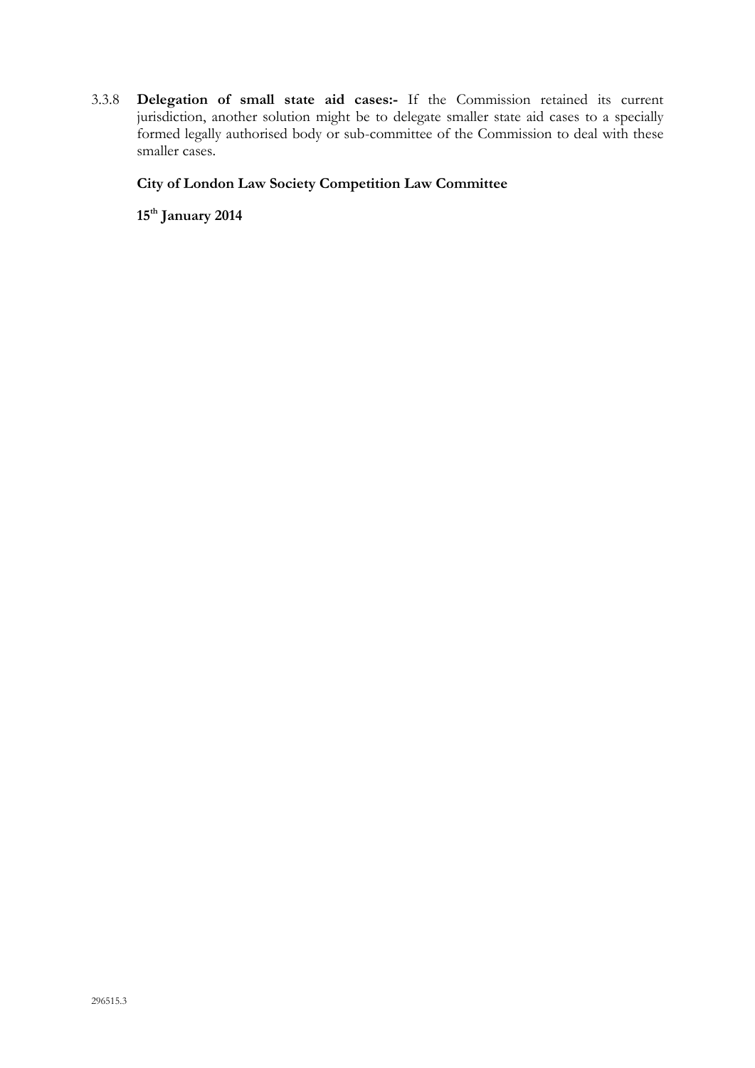3.3.8 **Delegation of small state aid cases:-** If the Commission retained its current jurisdiction, another solution might be to delegate smaller state aid cases to a specially formed legally authorised body or sub-committee of the Commission to deal with these smaller cases.

**City of London Law Society Competition Law Committee**

**15th January 2014**

296515.3